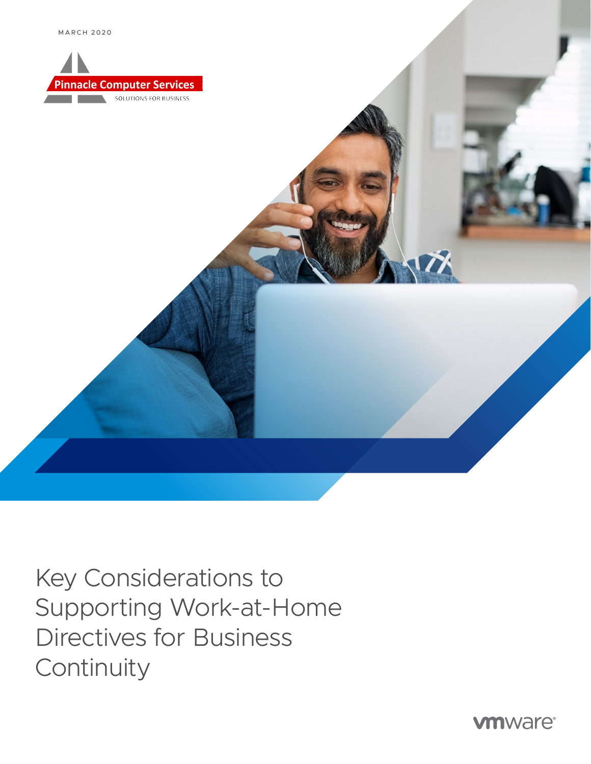MARCH 2020

Pinnacle Computer Services
SOLUTIONS FOR BUSINESS

# Key Considerations to Supporting Work-at-Home Directives for Business Continuity

vmware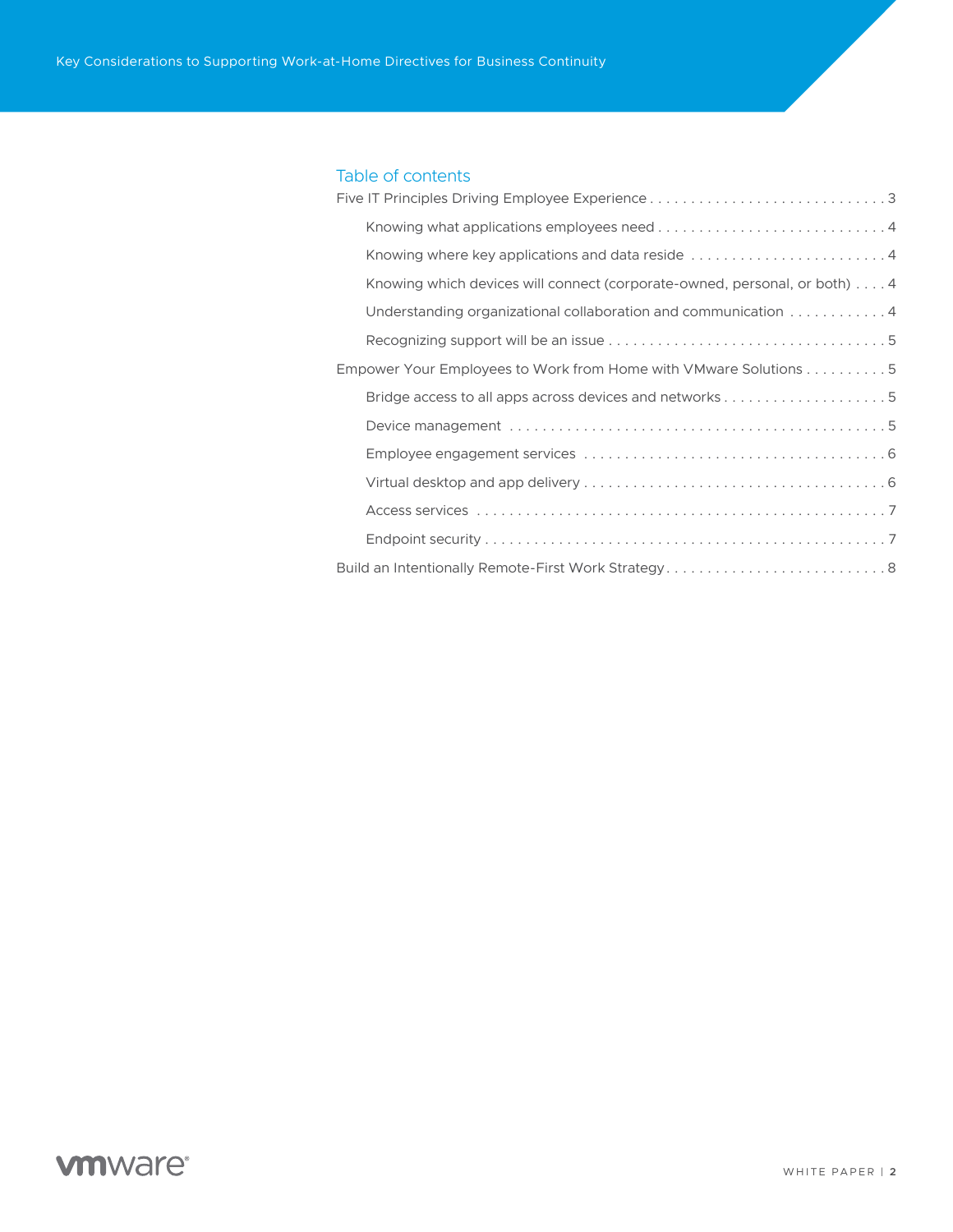## Table of contents

- Five IT Principles Driving Employee Experience . . . . . . . . . . 3
  - Knowing what applications employees need . . . . . . . . . . 4
  - Knowing where key applications and data reside . . . . . . . . . . 4
  - Knowing which devices will connect (corporate-owned, personal, or both) . . . . 4
  - Understanding organizational collaboration and communication . . . . . . . . . . 4
  - Recognizing support will be an issue . . . . . . . . . . 5
- Empower Your Employees to Work from Home with VMware Solutions . . . . . . . . . . 5
  - Bridge access to all apps across devices and networks . . . . . . . . . . 5
  - Device management . . . . . . . . . . 5
  - Employee engagement services . . . . . . . . . . 6
  - Virtual desktop and app delivery . . . . . . . . . . 6
  - Access services . . . . . . . . . . 7
  - Endpoint security . . . . . . . . . . 7
- Build an Intentionally Remote-First Work Strategy . . . . . . . . . . 8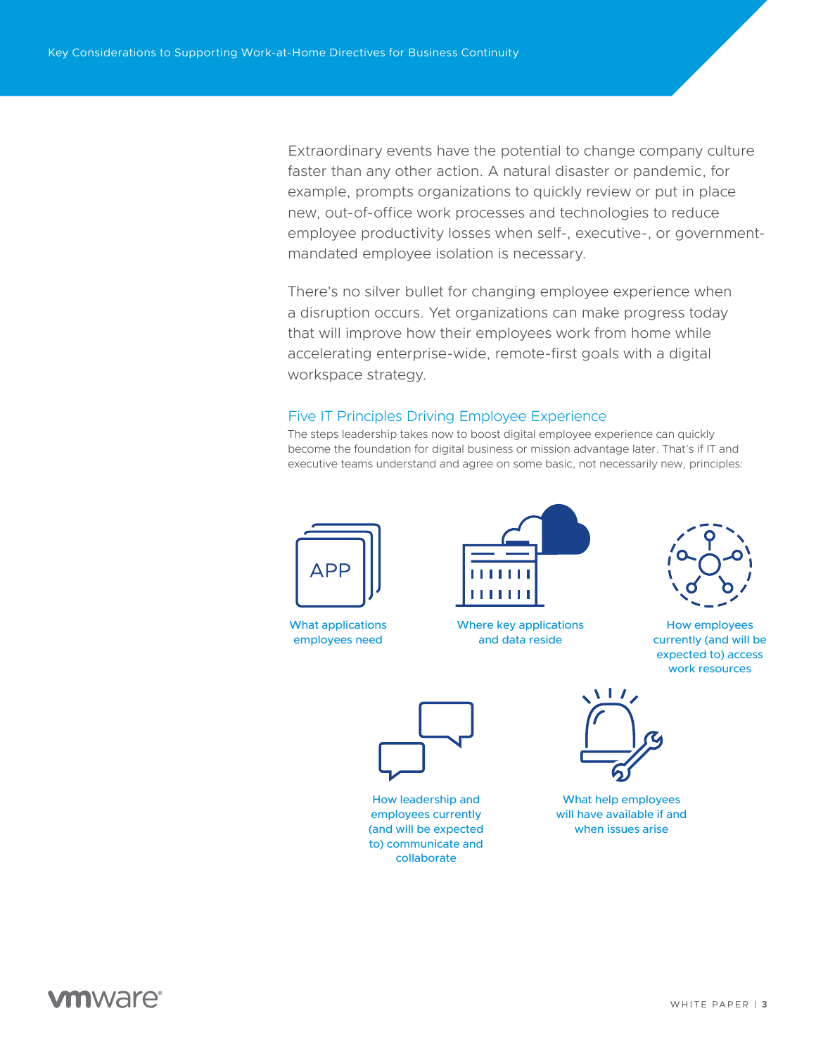Extraordinary events have the potential to change company culture faster than any other action. A natural disaster or pandemic, for example, prompts organizations to quickly review or put in place new, out-of-office work processes and technologies to reduce employee productivity losses when self-, executive-, or government-mandated employee isolation is necessary.

There's no silver bullet for changing employee experience when a disruption occurs. Yet organizations can make progress today that will improve how their employees work from home while accelerating enterprise-wide, remote-first goals with a digital workspace strategy.

## Five IT Principles Driving Employee Experience

The steps leadership takes now to boost digital employee experience can quickly become the foundation for digital business or mission advantage later. That's if IT and executive teams understand and agree on some basic, not necessarily new, principles:

- What applications employees need
- Where key applications and data reside
- How employees currently (and will be expected to) access work resources
- How leadership and employees currently (and will be expected to) communicate and collaborate
- What help employees will have available if and when issues arise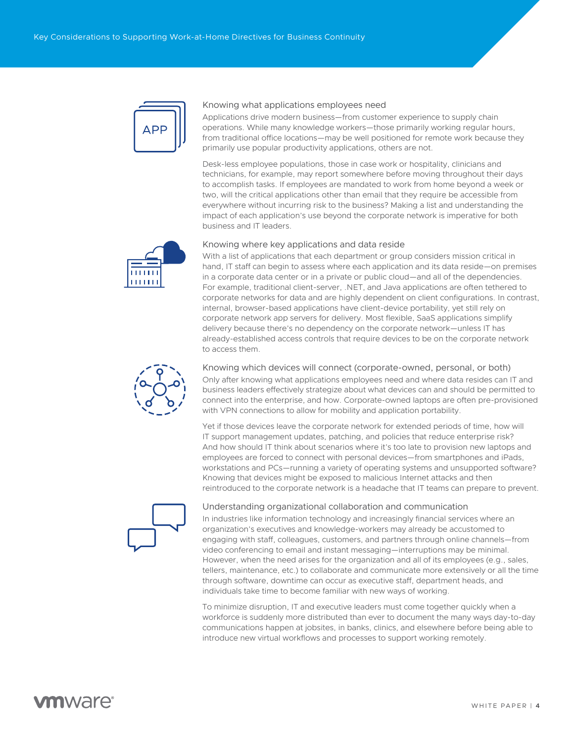## Knowing what applications employees need

Applications drive modern business—from customer experience to supply chain operations. While many knowledge workers—those primarily working regular hours, from traditional office locations—may be well positioned for remote work because they primarily use popular productivity applications, others are not.

Desk-less employee populations, those in case work or hospitality, clinicians and technicians, for example, may report somewhere before moving throughout their days to accomplish tasks. If employees are mandated to work from home beyond a week or two, will the critical applications other than email that they require be accessible from everywhere without incurring risk to the business? Making a list and understanding the impact of each application's use beyond the corporate network is imperative for both business and IT leaders.

## Knowing where key applications and data reside

With a list of applications that each department or group considers mission critical in hand, IT staff can begin to assess where each application and its data reside—on premises in a corporate data center or in a private or public cloud—and all of the dependencies. For example, traditional client-server, .NET, and Java applications are often tethered to corporate networks for data and are highly dependent on client configurations. In contrast, internal, browser-based applications have client-device portability, yet still rely on corporate network app servers for delivery. Most flexible, SaaS applications simplify delivery because there's no dependency on the corporate network—unless IT has already-established access controls that require devices to be on the corporate network to access them.

## Knowing which devices will connect (corporate-owned, personal, or both)

Only after knowing what applications employees need and where data resides can IT and business leaders effectively strategize about what devices can and should be permitted to connect into the enterprise, and how. Corporate-owned laptops are often pre-provisioned with VPN connections to allow for mobility and application portability.

Yet if those devices leave the corporate network for extended periods of time, how will IT support management updates, patching, and policies that reduce enterprise risk? And how should IT think about scenarios where it's too late to provision new laptops and employees are forced to connect with personal devices—from smartphones and iPads, workstations and PCs—running a variety of operating systems and unsupported software? Knowing that devices might be exposed to malicious Internet attacks and then reintroduced to the corporate network is a headache that IT teams can prepare to prevent.

## Understanding organizational collaboration and communication

In industries like information technology and increasingly financial services where an organization's executives and knowledge-workers may already be accustomed to engaging with staff, colleagues, customers, and partners through online channels—from video conferencing to email and instant messaging—interruptions may be minimal. However, when the need arises for the organization and all of its employees (e.g., sales, tellers, maintenance, etc.) to collaborate and communicate more extensively or all the time through software, downtime can occur as executive staff, department heads, and individuals take time to become familiar with new ways of working.

To minimize disruption, IT and executive leaders must come together quickly when a workforce is suddenly more distributed than ever to document the many ways day-to-day communications happen at jobsites, in banks, clinics, and elsewhere before being able to introduce new virtual workflows and processes to support working remotely.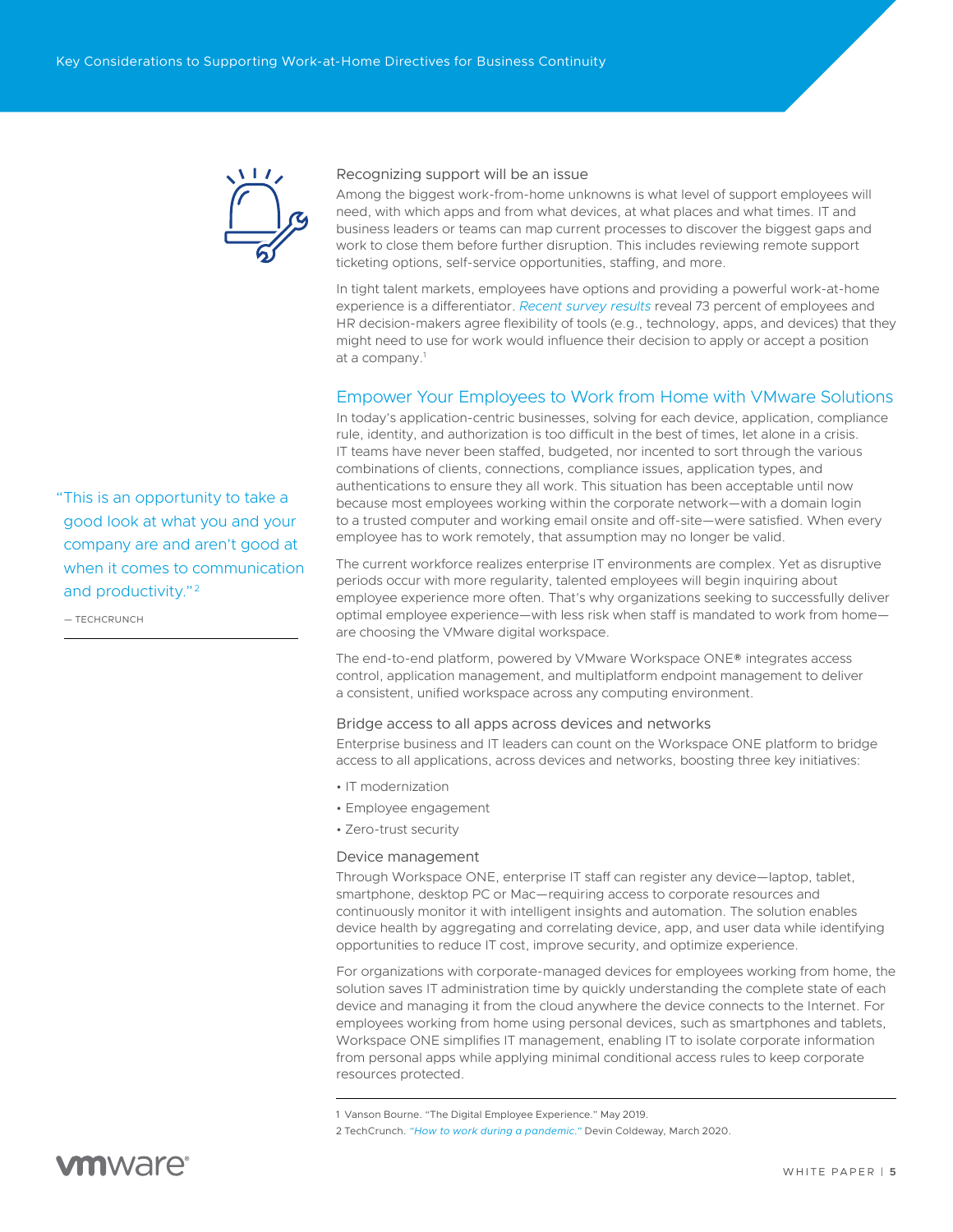### Recognizing support will be an issue

Among the biggest work-from-home unknowns is what level of support employees will need, with which apps and from what devices, at what places and what times. IT and business leaders or teams can map current processes to discover the biggest gaps and work to close them before further disruption. This includes reviewing remote support ticketing options, self-service opportunities, staffing, and more.

In tight talent markets, employees have options and providing a powerful work-at-home experience is a differentiator. *Recent survey results* reveal 73 percent of employees and HR decision-makers agree flexibility of tools (e.g., technology, apps, and devices) that they might need to use for work would influence their decision to apply or accept a position at a company.[1]

## Empower Your Employees to Work from Home with VMware Solutions

In today's application-centric businesses, solving for each device, application, compliance rule, identity, and authorization is too difficult in the best of times, let alone in a crisis. IT teams have never been staffed, budgeted, nor incented to sort through the various combinations of clients, connections, compliance issues, application types, and authentications to ensure they all work. This situation has been acceptable until now because most employees working within the corporate network—with a domain login to a trusted computer and working email onsite and off-site—were satisfied. When every employee has to work remotely, that assumption may no longer be valid.

> "This is an opportunity to take a good look at what you and your company are and aren't good at when it comes to communication and productivity."[2]
>
> — TECHCRUNCH

The current workforce realizes enterprise IT environments are complex. Yet as disruptive periods occur with more regularity, talented employees will begin inquiring about employee experience more often. That's why organizations seeking to successfully deliver optimal employee experience—with less risk when staff is mandated to work from home—are choosing the VMware digital workspace.

The end-to-end platform, powered by VMware Workspace ONE® integrates access control, application management, and multiplatform endpoint management to deliver a consistent, unified workspace across any computing environment.

### Bridge access to all apps across devices and networks

Enterprise business and IT leaders can count on the Workspace ONE platform to bridge access to all applications, across devices and networks, boosting three key initiatives:

- IT modernization
- Employee engagement
- Zero-trust security

### Device management

Through Workspace ONE, enterprise IT staff can register any device—laptop, tablet, smartphone, desktop PC or Mac—requiring access to corporate resources and continuously monitor it with intelligent insights and automation. The solution enables device health by aggregating and correlating device, app, and user data while identifying opportunities to reduce IT cost, improve security, and optimize experience.

For organizations with corporate-managed devices for employees working from home, the solution saves IT administration time by quickly understanding the complete state of each device and managing it from the cloud anywhere the device connects to the Internet. For employees working from home using personal devices, such as smartphones and tablets, Workspace ONE simplifies IT management, enabling IT to isolate corporate information from personal apps while applying minimal conditional access rules to keep corporate resources protected.

---

1 Vanson Bourne. "The Digital Employee Experience." May 2019.

2 TechCrunch. *"How to work during a pandemic."* Devin Coldeway, March 2020.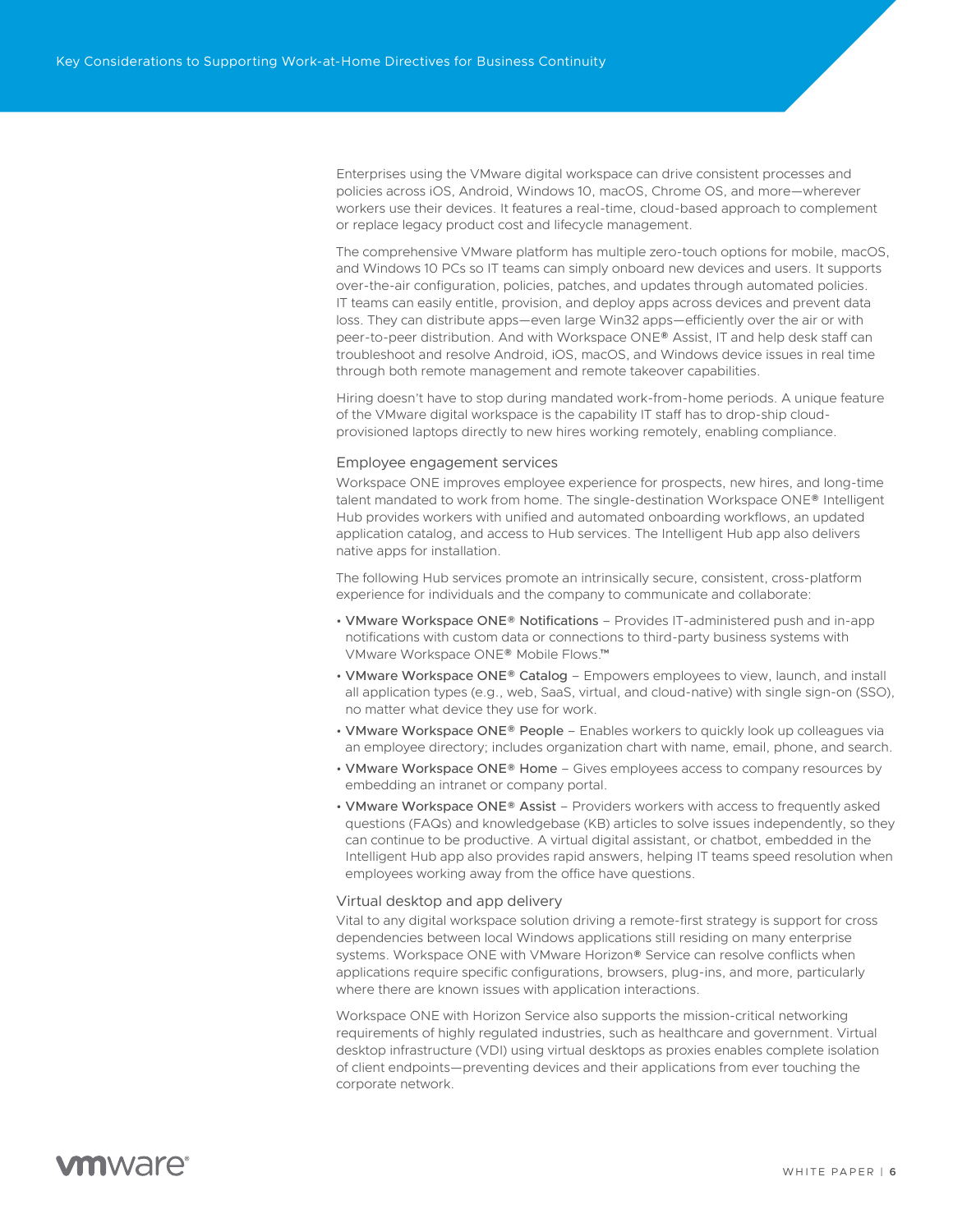Enterprises using the VMware digital workspace can drive consistent processes and policies across iOS, Android, Windows 10, macOS, Chrome OS, and more—wherever workers use their devices. It features a real-time, cloud-based approach to complement or replace legacy product cost and lifecycle management.

The comprehensive VMware platform has multiple zero-touch options for mobile, macOS, and Windows 10 PCs so IT teams can simply onboard new devices and users. It supports over-the-air configuration, policies, patches, and updates through automated policies. IT teams can easily entitle, provision, and deploy apps across devices and prevent data loss. They can distribute apps—even large Win32 apps—efficiently over the air or with peer-to-peer distribution. And with Workspace ONE® Assist, IT and help desk staff can troubleshoot and resolve Android, iOS, macOS, and Windows device issues in real time through both remote management and remote takeover capabilities.

Hiring doesn't have to stop during mandated work-from-home periods. A unique feature of the VMware digital workspace is the capability IT staff has to drop-ship cloud-provisioned laptops directly to new hires working remotely, enabling compliance.

### Employee engagement services

Workspace ONE improves employee experience for prospects, new hires, and long-time talent mandated to work from home. The single-destination Workspace ONE® Intelligent Hub provides workers with unified and automated onboarding workflows, an updated application catalog, and access to Hub services. The Intelligent Hub app also delivers native apps for installation.

The following Hub services promote an intrinsically secure, consistent, cross-platform experience for individuals and the company to communicate and collaborate:

- VMware Workspace ONE® Notifications – Provides IT-administered push and in-app notifications with custom data or connections to third-party business systems with VMware Workspace ONE® Mobile Flows.™
- VMware Workspace ONE® Catalog – Empowers employees to view, launch, and install all application types (e.g., web, SaaS, virtual, and cloud-native) with single sign-on (SSO), no matter what device they use for work.
- VMware Workspace ONE® People – Enables workers to quickly look up colleagues via an employee directory; includes organization chart with name, email, phone, and search.
- VMware Workspace ONE® Home – Gives employees access to company resources by embedding an intranet or company portal.
- VMware Workspace ONE® Assist – Providers workers with access to frequently asked questions (FAQs) and knowledgebase (KB) articles to solve issues independently, so they can continue to be productive. A virtual digital assistant, or chatbot, embedded in the Intelligent Hub app also provides rapid answers, helping IT teams speed resolution when employees working away from the office have questions.

### Virtual desktop and app delivery

Vital to any digital workspace solution driving a remote-first strategy is support for cross dependencies between local Windows applications still residing on many enterprise systems. Workspace ONE with VMware Horizon® Service can resolve conflicts when applications require specific configurations, browsers, plug-ins, and more, particularly where there are known issues with application interactions.

Workspace ONE with Horizon Service also supports the mission-critical networking requirements of highly regulated industries, such as healthcare and government. Virtual desktop infrastructure (VDI) using virtual desktops as proxies enables complete isolation of client endpoints—preventing devices and their applications from ever touching the corporate network.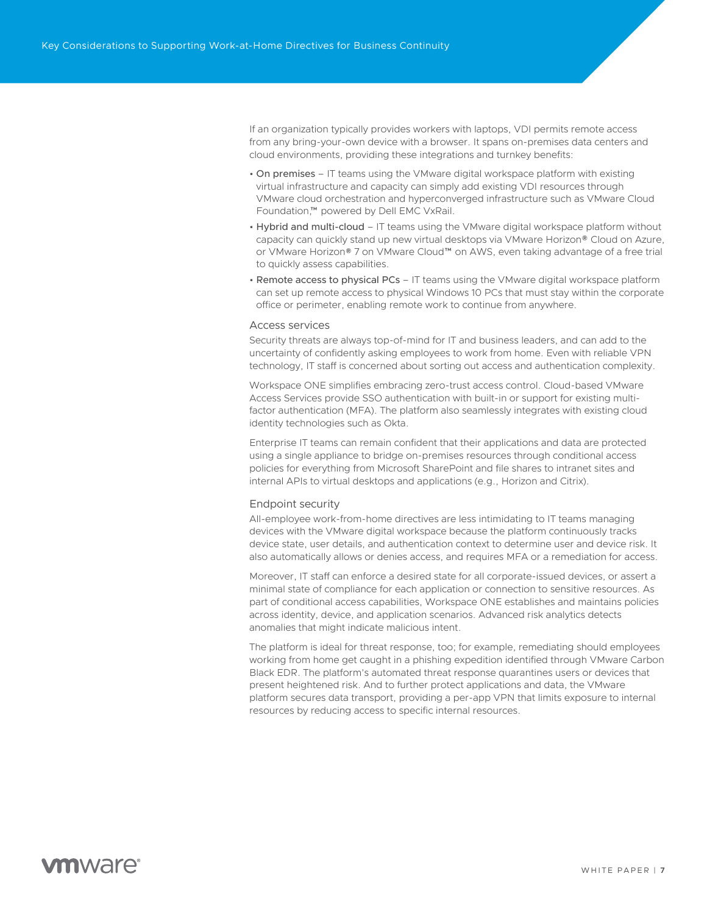If an organization typically provides workers with laptops, VDI permits remote access from any bring-your-own device with a browser. It spans on-premises data centers and cloud environments, providing these integrations and turnkey benefits:

- On premises – IT teams using the VMware digital workspace platform with existing virtual infrastructure and capacity can simply add existing VDI resources through VMware cloud orchestration and hyperconverged infrastructure such as VMware Cloud Foundation,™ powered by Dell EMC VxRail.
- Hybrid and multi-cloud – IT teams using the VMware digital workspace platform without capacity can quickly stand up new virtual desktops via VMware Horizon® Cloud on Azure, or VMware Horizon® 7 on VMware Cloud™ on AWS, even taking advantage of a free trial to quickly assess capabilities.
- Remote access to physical PCs – IT teams using the VMware digital workspace platform can set up remote access to physical Windows 10 PCs that must stay within the corporate office or perimeter, enabling remote work to continue from anywhere.

### Access services

Security threats are always top-of-mind for IT and business leaders, and can add to the uncertainty of confidently asking employees to work from home. Even with reliable VPN technology, IT staff is concerned about sorting out access and authentication complexity.

Workspace ONE simplifies embracing zero-trust access control. Cloud-based VMware Access Services provide SSO authentication with built-in or support for existing multi-factor authentication (MFA). The platform also seamlessly integrates with existing cloud identity technologies such as Okta.

Enterprise IT teams can remain confident that their applications and data are protected using a single appliance to bridge on-premises resources through conditional access policies for everything from Microsoft SharePoint and file shares to intranet sites and internal APIs to virtual desktops and applications (e.g., Horizon and Citrix).

### Endpoint security

All-employee work-from-home directives are less intimidating to IT teams managing devices with the VMware digital workspace because the platform continuously tracks device state, user details, and authentication context to determine user and device risk. It also automatically allows or denies access, and requires MFA or a remediation for access.

Moreover, IT staff can enforce a desired state for all corporate-issued devices, or assert a minimal state of compliance for each application or connection to sensitive resources. As part of conditional access capabilities, Workspace ONE establishes and maintains policies across identity, device, and application scenarios. Advanced risk analytics detects anomalies that might indicate malicious intent.

The platform is ideal for threat response, too; for example, remediating should employees working from home get caught in a phishing expedition identified through VMware Carbon Black EDR. The platform's automated threat response quarantines users or devices that present heightened risk. And to further protect applications and data, the VMware platform secures data transport, providing a per-app VPN that limits exposure to internal resources by reducing access to specific internal resources.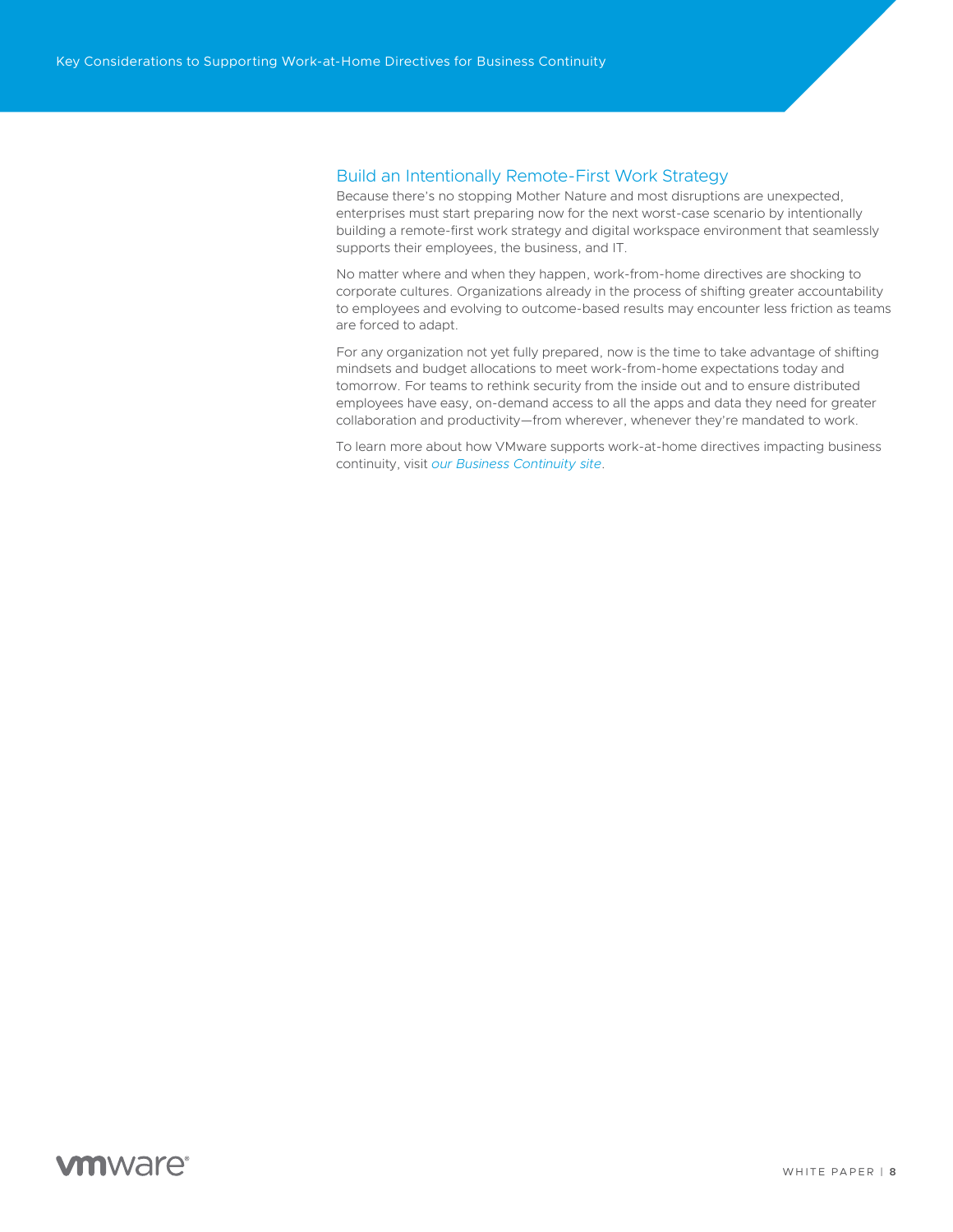## Build an Intentionally Remote-First Work Strategy

Because there's no stopping Mother Nature and most disruptions are unexpected, enterprises must start preparing now for the next worst-case scenario by intentionally building a remote-first work strategy and digital workspace environment that seamlessly supports their employees, the business, and IT.

No matter where and when they happen, work-from-home directives are shocking to corporate cultures. Organizations already in the process of shifting greater accountability to employees and evolving to outcome-based results may encounter less friction as teams are forced to adapt.

For any organization not yet fully prepared, now is the time to take advantage of shifting mindsets and budget allocations to meet work-from-home expectations today and tomorrow. For teams to rethink security from the inside out and to ensure distributed employees have easy, on-demand access to all the apps and data they need for greater collaboration and productivity—from wherever, whenever they're mandated to work.

To learn more about how VMware supports work-at-home directives impacting business continuity, visit *our Business Continuity site*.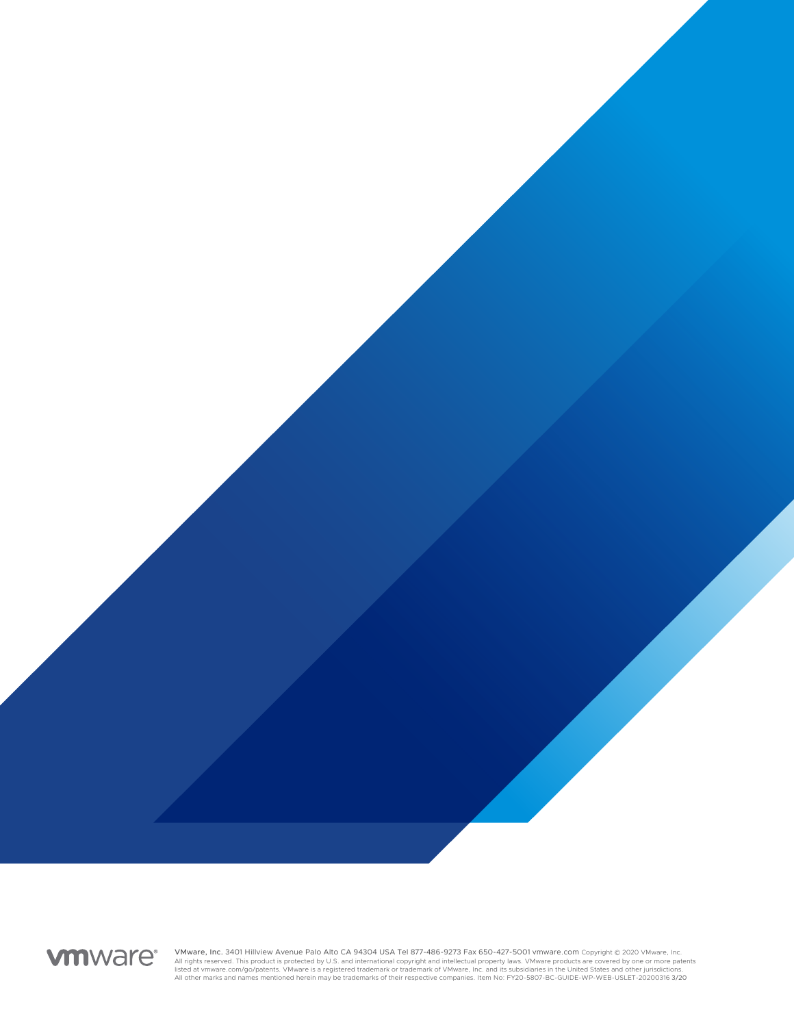vmware®

**VMware, Inc.** 3401 Hillview Avenue Palo Alto CA 94304 USA Tel 877-486-9273 Fax 650-427-5001 vmware.com Copyright © 2020 VMware, Inc. All rights reserved. This product is protected by U.S. and international copyright and intellectual property laws. VMware products are covered by one or more patents listed at vmware.com/go/patents. VMware is a registered trademark or trademark of VMware, Inc. and its subsidiaries in the United States and other jurisdictions. All other marks and names mentioned herein may be trademarks of their respective companies. Item No: FY20-5807-BC-GUIDE-WP-WEB-USLET-20200316 3/20